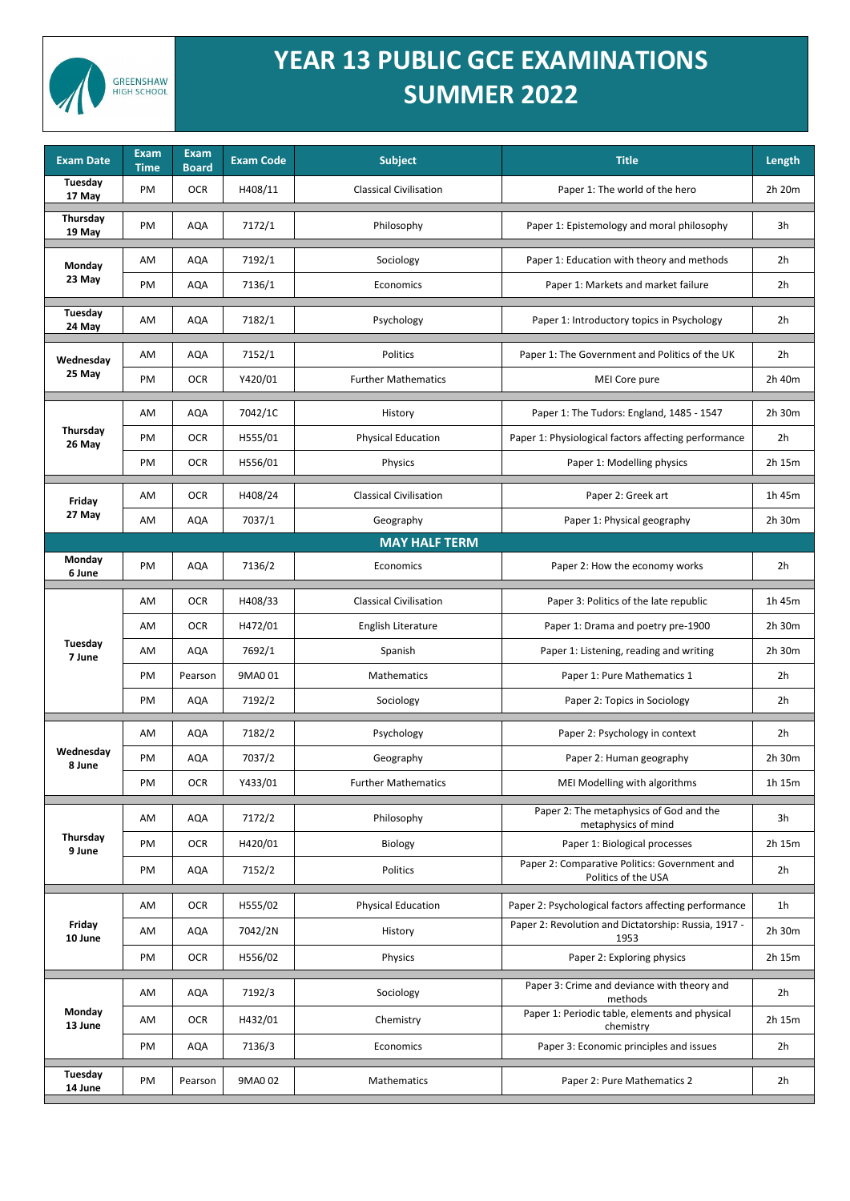GREENSHAW HIGH SCHOOL

# YEAR 13 PUBLIC GCE EXAMINATIONS SUMMER 2022

| Exam Date | Exam Time | Exam Board | Exam Code | Subject | Title | Length |
|---|---|---|---|---|---|---|
| Tuesday 17 May | PM | OCR | H408/11 | Classical Civilisation | Paper 1: The world of the hero | 2h 20m |
| Thursday 19 May | PM | AQA | 7172/1 | Philosophy | Paper 1: Epistemology and moral philosophy | 3h |
| Monday 23 May | AM | AQA | 7192/1 | Sociology | Paper 1: Education with theory and methods | 2h |
| | PM | AQA | 7136/1 | Economics | Paper 1: Markets and market failure | 2h |
| Tuesday 24 May | AM | AQA | 7182/1 | Psychology | Paper 1: Introductory topics in Psychology | 2h |
| Wednesday 25 May | AM | AQA | 7152/1 | Politics | Paper 1: The Government and Politics of the UK | 2h |
| | PM | OCR | Y420/01 | Further Mathematics | MEI Core pure | 2h 40m |
| Thursday 26 May | AM | AQA | 7042/1C | History | Paper 1: The Tudors: England, 1485 - 1547 | 2h 30m |
| | PM | OCR | H555/01 | Physical Education | Paper 1: Physiological factors affecting performance | 2h |
| | PM | OCR | H556/01 | Physics | Paper 1: Modelling physics | 2h 15m |
| Friday 27 May | AM | OCR | H408/24 | Classical Civilisation | Paper 2: Greek art | 1h 45m |
| | AM | AQA | 7037/1 | Geography | Paper 1: Physical geography | 2h 30m |
| **MAY HALF TERM** | | | | | | |
| Monday 6 June | PM | AQA | 7136/2 | Economics | Paper 2: How the economy works | 2h |
| Tuesday 7 June | AM | OCR | H408/33 | Classical Civilisation | Paper 3: Politics of the late republic | 1h 45m |
| | AM | OCR | H472/01 | English Literature | Paper 1: Drama and poetry pre-1900 | 2h 30m |
| | AM | AQA | 7692/1 | Spanish | Paper 1: Listening, reading and writing | 2h 30m |
| | PM | Pearson | 9MA0 01 | Mathematics | Paper 1: Pure Mathematics 1 | 2h |
| | PM | AQA | 7192/2 | Sociology | Paper 2: Topics in Sociology | 2h |
| Wednesday 8 June | AM | AQA | 7182/2 | Psychology | Paper 2: Psychology in context | 2h |
| | PM | AQA | 7037/2 | Geography | Paper 2: Human geography | 2h 30m |
| | PM | OCR | Y433/01 | Further Mathematics | MEI Modelling with algorithms | 1h 15m |
| Thursday 9 June | AM | AQA | 7172/2 | Philosophy | Paper 2: The metaphysics of God and the metaphysics of mind | 3h |
| | PM | OCR | H420/01 | Biology | Paper 1: Biological processes | 2h 15m |
| | PM | AQA | 7152/2 | Politics | Paper 2: Comparative Politics: Government and Politics of the USA | 2h |
| Friday 10 June | AM | OCR | H555/02 | Physical Education | Paper 2: Psychological factors affecting performance | 1h |
| | AM | AQA | 7042/2N | History | Paper 2: Revolution and Dictatorship: Russia, 1917 - 1953 | 2h 30m |
| | PM | OCR | H556/02 | Physics | Paper 2: Exploring physics | 2h 15m |
| Monday 13 June | AM | AQA | 7192/3 | Sociology | Paper 3: Crime and deviance with theory and methods | 2h |
| | AM | OCR | H432/01 | Chemistry | Paper 1: Periodic table, elements and physical chemistry | 2h 15m |
| | PM | AQA | 7136/3 | Economics | Paper 3: Economic principles and issues | 2h |
| Tuesday 14 June | PM | Pearson | 9MA0 02 | Mathematics | Paper 2: Pure Mathematics 2 | 2h |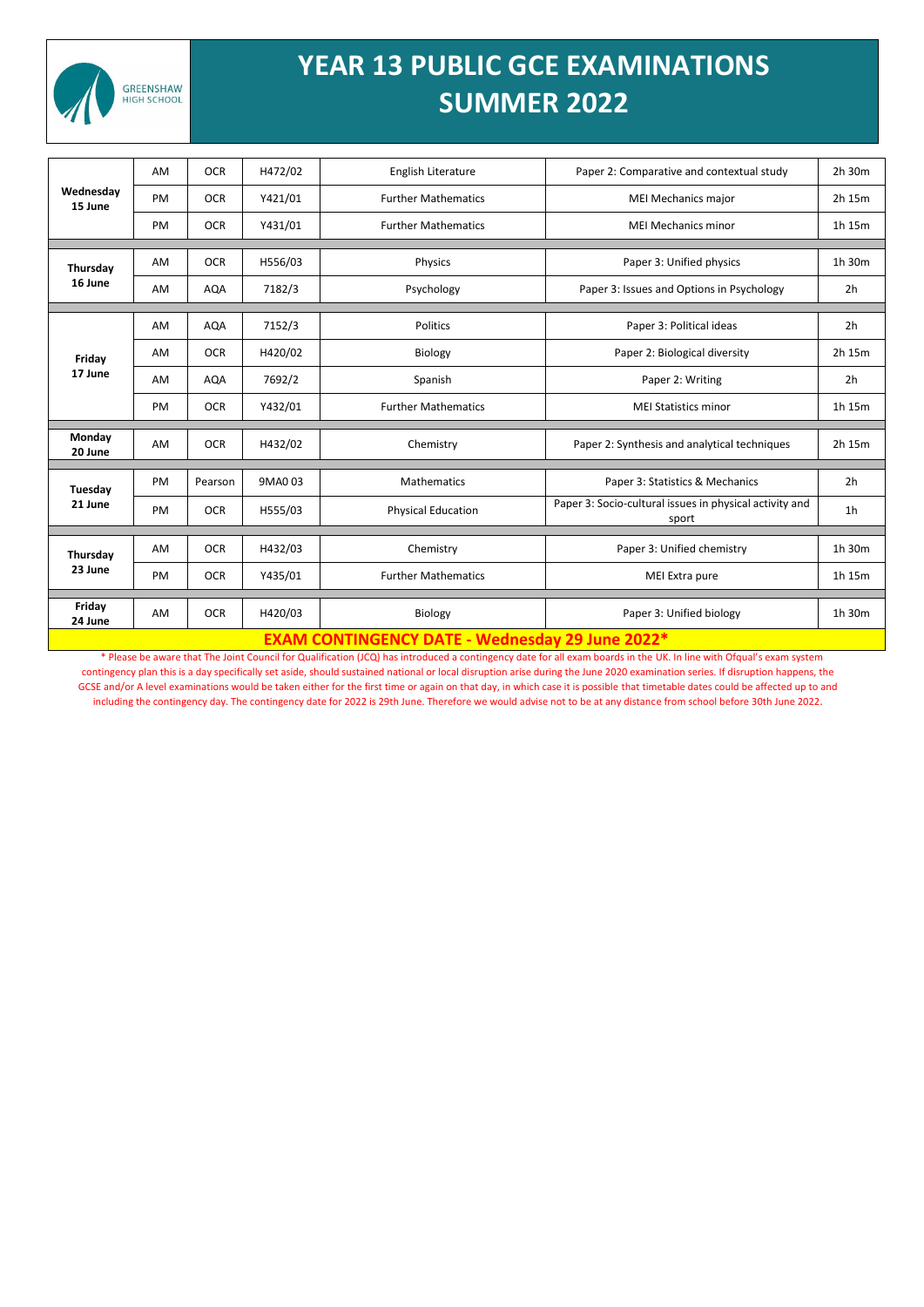# YEAR 13 PUBLIC GCE EXAMINATIONS SUMMER 2022

| | | | | | | |
|---|---|---|---|---|---|---|
| **Wednesday 15 June** | AM | OCR | H472/02 | English Literature | Paper 2: Comparative and contextual study | 2h 30m |
| | PM | OCR | Y421/01 | Further Mathematics | MEI Mechanics major | 2h 15m |
| | PM | OCR | Y431/01 | Further Mathematics | MEI Mechanics minor | 1h 15m |
| **Thursday 16 June** | AM | OCR | H556/03 | Physics | Paper 3: Unified physics | 1h 30m |
| | AM | AQA | 7182/3 | Psychology | Paper 3: Issues and Options in Psychology | 2h |
| **Friday 17 June** | AM | AQA | 7152/3 | Politics | Paper 3: Political ideas | 2h |
| | AM | OCR | H420/02 | Biology | Paper 2: Biological diversity | 2h 15m |
| | AM | AQA | 7692/2 | Spanish | Paper 2: Writing | 2h |
| | PM | OCR | Y432/01 | Further Mathematics | MEI Statistics minor | 1h 15m |
| **Monday 20 June** | AM | OCR | H432/02 | Chemistry | Paper 2: Synthesis and analytical techniques | 2h 15m |
| **Tuesday 21 June** | PM | Pearson | 9MA0 03 | Mathematics | Paper 3: Statistics & Mechanics | 2h |
| | PM | OCR | H555/03 | Physical Education | Paper 3: Socio-cultural issues in physical activity and sport | 1h |
| **Thursday 23 June** | AM | OCR | H432/03 | Chemistry | Paper 3: Unified chemistry | 1h 30m |
| | PM | OCR | Y435/01 | Further Mathematics | MEI Extra pure | 1h 15m |
| **Friday 24 June** | AM | OCR | H420/03 | Biology | Paper 3: Unified biology | 1h 30m |

**EXAM CONTINGENCY DATE - Wednesday 29 June 2022***

* Please be aware that The Joint Council for Qualification (JCQ) has introduced a contingency date for all exam boards in the UK. In line with Ofqual's exam system contingency plan this is a day specifically set aside, should sustained national or local disruption arise during the June 2020 examination series. If disruption happens, the GCSE and/or A level examinations would be taken either for the first time or again on that day, in which case it is possible that timetable dates could be affected up to and including the contingency day. The contingency date for 2022 is 29th June. Therefore we would advise not to be at any distance from school before 30th June 2022.